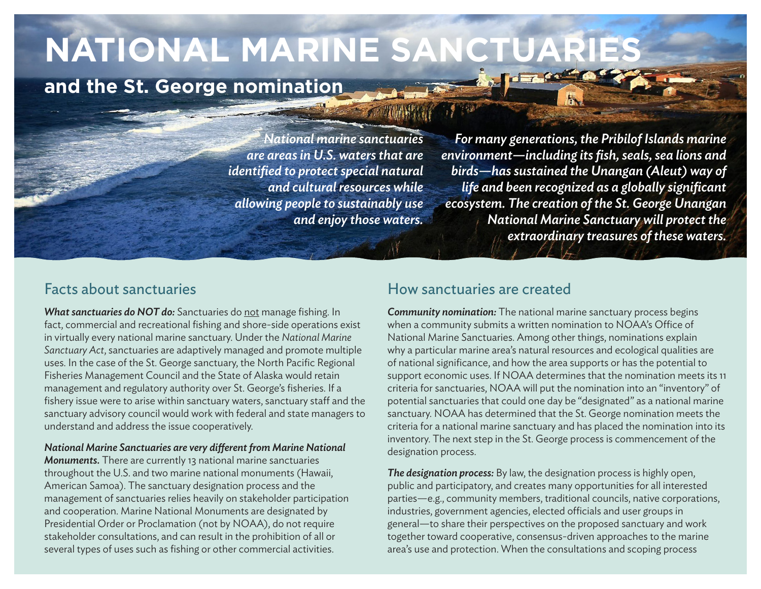# NATIONAL MARINE SANCTUARIES

## and the St. George nomination

*National marine sanctuaries are areas in U.S. waters that are identified to protect special natural and cultural resources while allowing people to sustainably use and enjoy those waters.*

*For many generations, the Pribilof Islands marine environment—including its fish, seals, sea lions and birds—has sustained the Unangan (Aleut) way of life and been recognized as a globally significant ecosystem. The creation of the St. George Unangan National Marine Sanctuary will protect the extraordinary treasures of these waters.*

## Facts about sanctuaries

***What sanctuaries do NOT do:*** Sanctuaries do not manage fishing. In fact, commercial and recreational fishing and shore-side operations exist in virtually every national marine sanctuary. Under the *National Marine Sanctuary Act*, sanctuaries are adaptively managed and promote multiple uses. In the case of the St. George sanctuary, the North Pacific Regional Fisheries Management Council and the State of Alaska would retain management and regulatory authority over St. George's fisheries. If a fishery issue were to arise within sanctuary waters, sanctuary staff and the sanctuary advisory council would work with federal and state managers to understand and address the issue cooperatively.

***National Marine Sanctuaries are very different from Marine National Monuments.*** There are currently 13 national marine sanctuaries throughout the U.S. and two marine national monuments (Hawaii, American Samoa). The sanctuary designation process and the management of sanctuaries relies heavily on stakeholder participation and cooperation. Marine National Monuments are designated by Presidential Order or Proclamation (not by NOAA), do not require stakeholder consultations, and can result in the prohibition of all or several types of uses such as fishing or other commercial activities.

## How sanctuaries are created

***Community nomination:*** The national marine sanctuary process begins when a community submits a written nomination to NOAA's Office of National Marine Sanctuaries. Among other things, nominations explain why a particular marine area's natural resources and ecological qualities are of national significance, and how the area supports or has the potential to support economic uses. If NOAA determines that the nomination meets its 11 criteria for sanctuaries, NOAA will put the nomination into an "inventory" of potential sanctuaries that could one day be "designated" as a national marine sanctuary. NOAA has determined that the St. George nomination meets the criteria for a national marine sanctuary and has placed the nomination into its inventory. The next step in the St. George process is commencement of the designation process.

***The designation process:*** By law, the designation process is highly open, public and participatory, and creates many opportunities for all interested parties—e.g., community members, traditional councils, native corporations, industries, government agencies, elected officials and user groups in general—to share their perspectives on the proposed sanctuary and work together toward cooperative, consensus-driven approaches to the marine area's use and protection. When the consultations and scoping process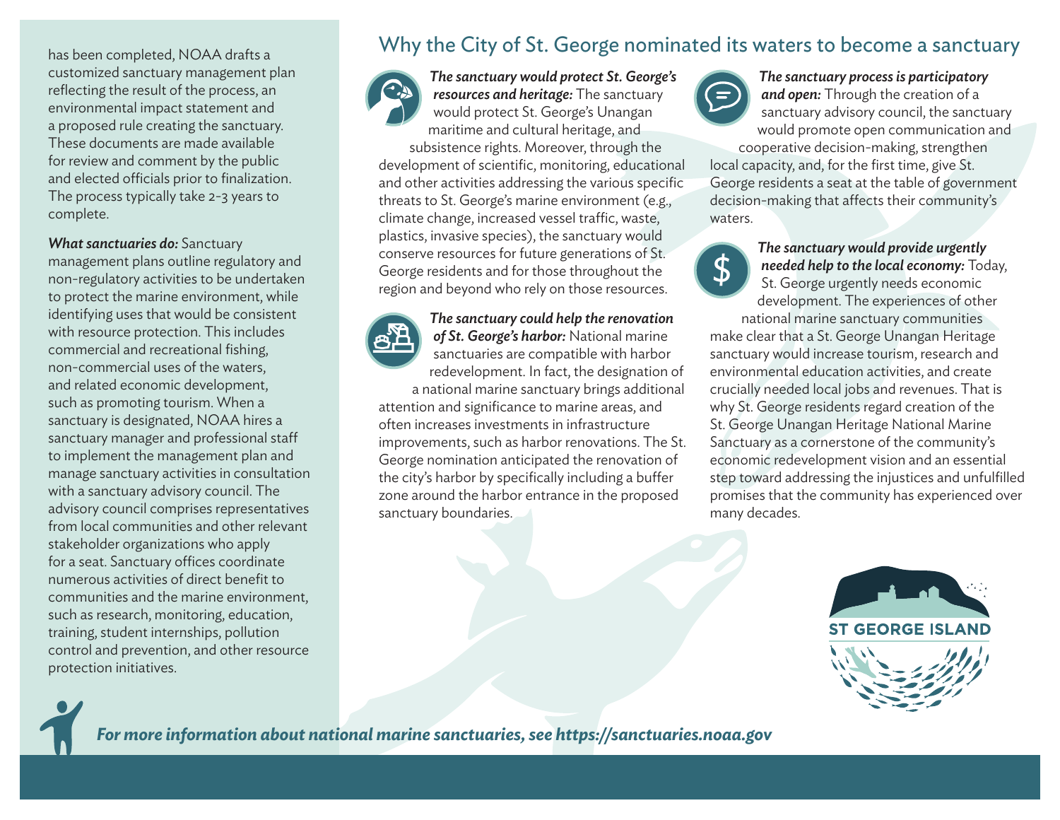has been completed, NOAA drafts a customized sanctuary management plan reflecting the result of the process, an environmental impact statement and a proposed rule creating the sanctuary. These documents are made available for review and comment by the public and elected officials prior to finalization. The process typically take 2-3 years to complete.

***What sanctuaries do:*** Sanctuary management plans outline regulatory and non-regulatory activities to be undertaken to protect the marine environment, while identifying uses that would be consistent with resource protection. This includes commercial and recreational fishing, non-commercial uses of the waters, and related economic development, such as promoting tourism. When a sanctuary is designated, NOAA hires a sanctuary manager and professional staff to implement the management plan and manage sanctuary activities in consultation with a sanctuary advisory council. The advisory council comprises representatives from local communities and other relevant stakeholder organizations who apply for a seat. Sanctuary offices coordinate numerous activities of direct benefit to communities and the marine environment, such as research, monitoring, education, training, student internships, pollution control and prevention, and other resource protection initiatives.

## Why the City of St. George nominated its waters to become a sanctuary

***The sanctuary would protect St. George's resources and heritage:*** The sanctuary would protect St. George's Unangan maritime and cultural heritage, and subsistence rights. Moreover, through the development of scientific, monitoring, educational and other activities addressing the various specific threats to St. George's marine environment (e.g., climate change, increased vessel traffic, waste, plastics, invasive species), the sanctuary would conserve resources for future generations of St. George residents and for those throughout the region and beyond who rely on those resources.

***The sanctuary could help the renovation of St. George's harbor:*** National marine sanctuaries are compatible with harbor redevelopment. In fact, the designation of a national marine sanctuary brings additional attention and significance to marine areas, and often increases investments in infrastructure improvements, such as harbor renovations. The St. George nomination anticipated the renovation of the city's harbor by specifically including a buffer zone around the harbor entrance in the proposed sanctuary boundaries.

***The sanctuary process is participatory and open:*** Through the creation of a sanctuary advisory council, the sanctuary would promote open communication and cooperative decision-making, strengthen local capacity, and, for the first time, give St. George residents a seat at the table of government decision-making that affects their community's waters.

***The sanctuary would provide urgently needed help to the local economy:*** Today, St. George urgently needs economic development. The experiences of other national marine sanctuary communities make clear that a St. George Unangan Heritage sanctuary would increase tourism, research and environmental education activities, and create crucially needed local jobs and revenues. That is why St. George residents regard creation of the St. George Unangan Heritage National Marine Sanctuary as a cornerstone of the community's economic redevelopment vision and an essential step toward addressing the injustices and unfulfilled promises that the community has experienced over many decades.

ST GEORGE ISLAND

***For more information about national marine sanctuaries, see https://sanctuaries.noaa.gov***